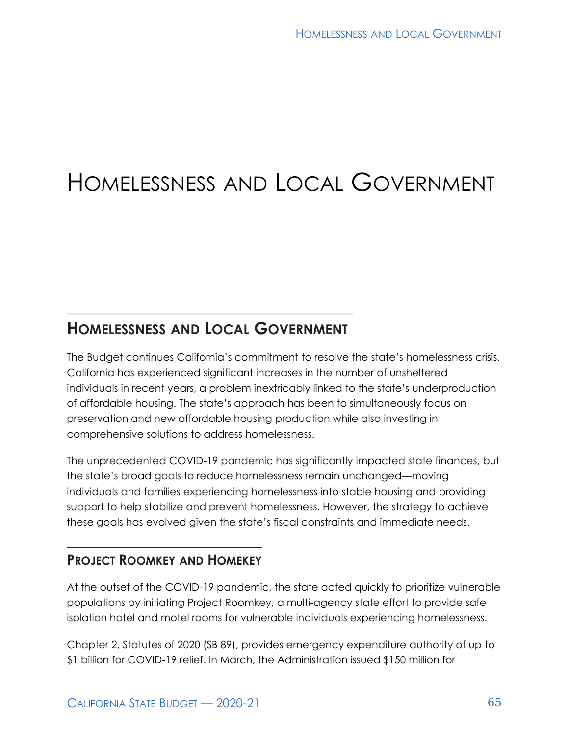# Homelessness and Local Government

## Homelessness and Local Government

The Budget continues California's commitment to resolve the state's homelessness crisis. California has experienced significant increases in the number of unsheltered individuals in recent years, a problem inextricably linked to the state's underproduction of affordable housing. The state's approach has been to simultaneously focus on preservation and new affordable housing production while also investing in comprehensive solutions to address homelessness.

The unprecedented COVID-19 pandemic has significantly impacted state finances, but the state's broad goals to reduce homelessness remain unchanged—moving individuals and families experiencing homelessness into stable housing and providing support to help stabilize and prevent homelessness. However, the strategy to achieve these goals has evolved given the state's fiscal constraints and immediate needs.

### Project Roomkey and Homekey

At the outset of the COVID-19 pandemic, the state acted quickly to prioritize vulnerable populations by initiating Project Roomkey, a multi-agency state effort to provide safe isolation hotel and motel rooms for vulnerable individuals experiencing homelessness.

Chapter 2, Statutes of 2020 (SB 89), provides emergency expenditure authority of up to $1 billion for COVID-19 relief. In March, the Administration issued $150 million for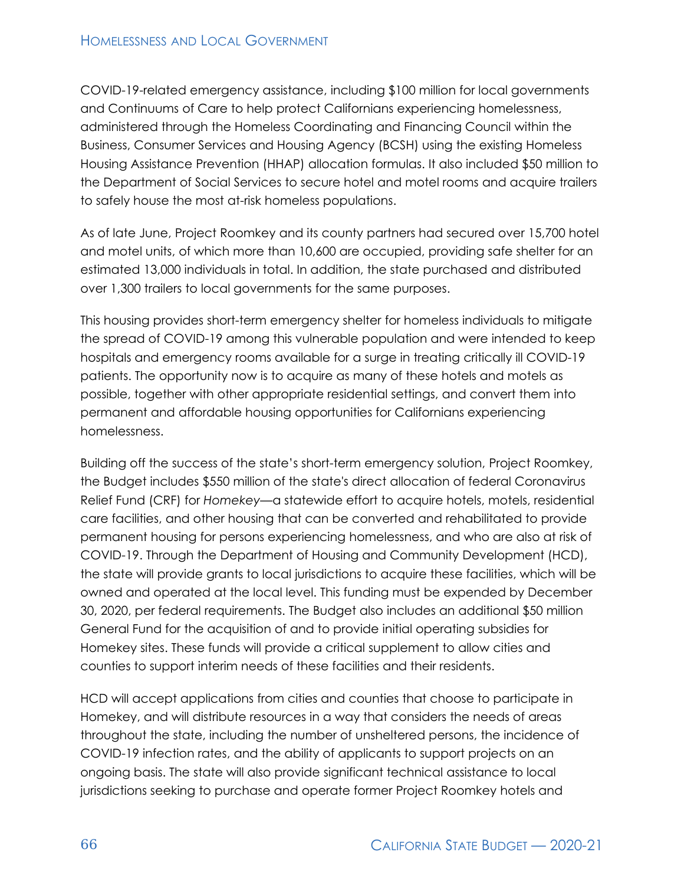COVID-19-related emergency assistance, including $100 million for local governments and Continuums of Care to help protect Californians experiencing homelessness, administered through the Homeless Coordinating and Financing Council within the Business, Consumer Services and Housing Agency (BCSH) using the existing Homeless Housing Assistance Prevention (HHAP) allocation formulas. It also included $50 million to the Department of Social Services to secure hotel and motel rooms and acquire trailers to safely house the most at-risk homeless populations.

As of late June, Project Roomkey and its county partners had secured over 15,700 hotel and motel units, of which more than 10,600 are occupied, providing safe shelter for an estimated 13,000 individuals in total. In addition, the state purchased and distributed over 1,300 trailers to local governments for the same purposes.

This housing provides short-term emergency shelter for homeless individuals to mitigate the spread of COVID-19 among this vulnerable population and were intended to keep hospitals and emergency rooms available for a surge in treating critically ill COVID-19 patients. The opportunity now is to acquire as many of these hotels and motels as possible, together with other appropriate residential settings, and convert them into permanent and affordable housing opportunities for Californians experiencing homelessness.

Building off the success of the state's short-term emergency solution, Project Roomkey, the Budget includes $550 million of the state's direct allocation of federal Coronavirus Relief Fund (CRF) for *Homekey*—a statewide effort to acquire hotels, motels, residential care facilities, and other housing that can be converted and rehabilitated to provide permanent housing for persons experiencing homelessness, and who are also at risk of COVID-19. Through the Department of Housing and Community Development (HCD), the state will provide grants to local jurisdictions to acquire these facilities, which will be owned and operated at the local level. This funding must be expended by December 30, 2020, per federal requirements. The Budget also includes an additional $50 million General Fund for the acquisition of and to provide initial operating subsidies for Homekey sites. These funds will provide a critical supplement to allow cities and counties to support interim needs of these facilities and their residents.

HCD will accept applications from cities and counties that choose to participate in Homekey, and will distribute resources in a way that considers the needs of areas throughout the state, including the number of unsheltered persons, the incidence of COVID-19 infection rates, and the ability of applicants to support projects on an ongoing basis. The state will also provide significant technical assistance to local jurisdictions seeking to purchase and operate former Project Roomkey hotels and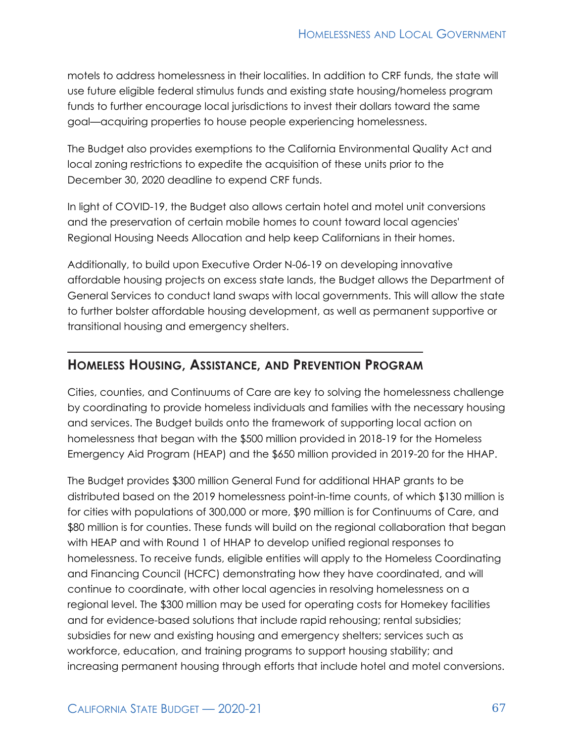motels to address homelessness in their localities. In addition to CRF funds, the state will use future eligible federal stimulus funds and existing state housing/homeless program funds to further encourage local jurisdictions to invest their dollars toward the same goal—acquiring properties to house people experiencing homelessness.

The Budget also provides exemptions to the California Environmental Quality Act and local zoning restrictions to expedite the acquisition of these units prior to the December 30, 2020 deadline to expend CRF funds.

In light of COVID-19, the Budget also allows certain hotel and motel unit conversions and the preservation of certain mobile homes to count toward local agencies' Regional Housing Needs Allocation and help keep Californians in their homes.

Additionally, to build upon Executive Order N-06-19 on developing innovative affordable housing projects on excess state lands, the Budget allows the Department of General Services to conduct land swaps with local governments. This will allow the state to further bolster affordable housing development, as well as permanent supportive or transitional housing and emergency shelters.

## Homeless Housing, Assistance, and Prevention Program

Cities, counties, and Continuums of Care are key to solving the homelessness challenge by coordinating to provide homeless individuals and families with the necessary housing and services. The Budget builds onto the framework of supporting local action on homelessness that began with the $500 million provided in 2018-19 for the Homeless Emergency Aid Program (HEAP) and the $650 million provided in 2019-20 for the HHAP.

The Budget provides $300 million General Fund for additional HHAP grants to be distributed based on the 2019 homelessness point-in-time counts, of which $130 million is for cities with populations of 300,000 or more, $90 million is for Continuums of Care, and $80 million is for counties. These funds will build on the regional collaboration that began with HEAP and with Round 1 of HHAP to develop unified regional responses to homelessness. To receive funds, eligible entities will apply to the Homeless Coordinating and Financing Council (HCFC) demonstrating how they have coordinated, and will continue to coordinate, with other local agencies in resolving homelessness on a regional level. The $300 million may be used for operating costs for Homekey facilities and for evidence-based solutions that include rapid rehousing; rental subsidies; subsidies for new and existing housing and emergency shelters; services such as workforce, education, and training programs to support housing stability; and increasing permanent housing through efforts that include hotel and motel conversions.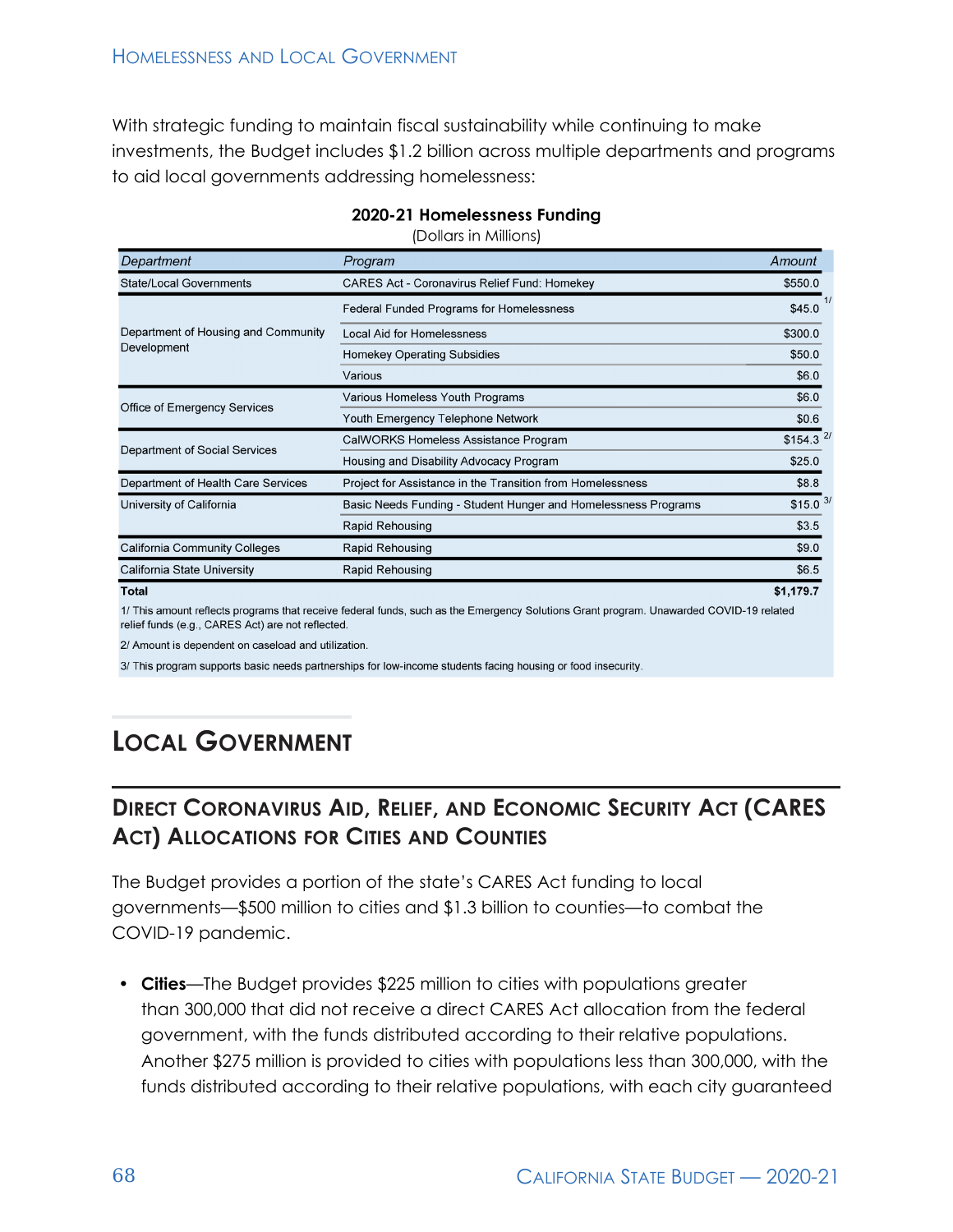With strategic funding to maintain fiscal sustainability while continuing to make investments, the Budget includes $1.2 billion across multiple departments and programs to aid local governments addressing homelessness:

**2020-21 Homelessness Funding**
(Dollars in Millions)

| *Department* | *Program* | *Amount* |
|---|---|---|
| State/Local Governments | CARES Act - Coronavirus Relief Fund: Homekey | $550.0 |
| Department of Housing and Community Development | Federal Funded Programs for Homelessness | $45.0 [1/] |
| | Local Aid for Homelessness | $300.0 |
| | Homekey Operating Subsidies | $50.0 |
| | Various | $6.0 |
| Office of Emergency Services | Various Homeless Youth Programs | $6.0 |
| | Youth Emergency Telephone Network | $0.6 |
| Department of Social Services | CalWORKS Homeless Assistance Program | $154.3 [2/] |
| | Housing and Disability Advocacy Program | $25.0 |
| Department of Health Care Services | Project for Assistance in the Transition from Homelessness | $8.8 |
| University of California | Basic Needs Funding - Student Hunger and Homelessness Programs | $15.0 [3/] |
| | Rapid Rehousing | $3.5 |
| California Community Colleges | Rapid Rehousing | $9.0 |
| California State University | Rapid Rehousing | $6.5 |
| **Total** | | **$1,179.7** |

1/ This amount reflects programs that receive federal funds, such as the Emergency Solutions Grant program. Unawarded COVID-19 related relief funds (e.g., CARES Act) are not reflected.

2/ Amount is dependent on caseload and utilization.

3/ This program supports basic needs partnerships for low-income students facing housing or food insecurity.

# Local Government

## Direct Coronavirus Aid, Relief, and Economic Security Act (CARES Act) Allocations for Cities and Counties

The Budget provides a portion of the state's CARES Act funding to local governments—$500 million to cities and $1.3 billion to counties—to combat the COVID-19 pandemic.

- **Cities**—The Budget provides $225 million to cities with populations greater than 300,000 that did not receive a direct CARES Act allocation from the federal government, with the funds distributed according to their relative populations. Another $275 million is provided to cities with populations less than 300,000, with the funds distributed according to their relative populations, with each city guaranteed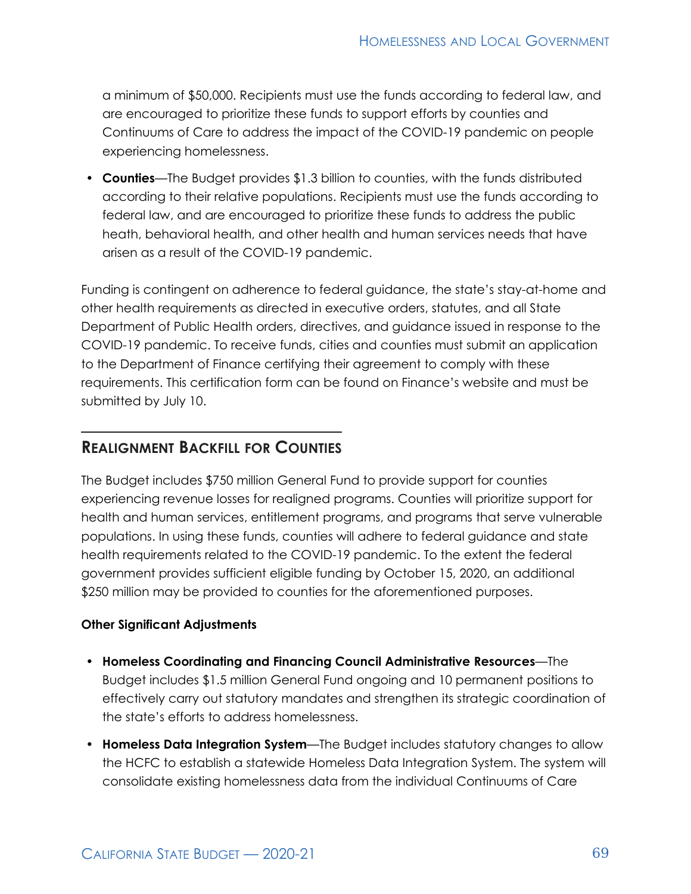a minimum of $50,000. Recipients must use the funds according to federal law, and are encouraged to prioritize these funds to support efforts by counties and Continuums of Care to address the impact of the COVID-19 pandemic on people experiencing homelessness.

- **Counties**—The Budget provides $1.3 billion to counties, with the funds distributed according to their relative populations. Recipients must use the funds according to federal law, and are encouraged to prioritize these funds to address the public heath, behavioral health, and other health and human services needs that have arisen as a result of the COVID-19 pandemic.

Funding is contingent on adherence to federal guidance, the state's stay-at-home and other health requirements as directed in executive orders, statutes, and all State Department of Public Health orders, directives, and guidance issued in response to the COVID-19 pandemic. To receive funds, cities and counties must submit an application to the Department of Finance certifying their agreement to comply with these requirements. This certification form can be found on Finance's website and must be submitted by July 10.

## Realignment Backfill for Counties

The Budget includes $750 million General Fund to provide support for counties experiencing revenue losses for realigned programs. Counties will prioritize support for health and human services, entitlement programs, and programs that serve vulnerable populations. In using these funds, counties will adhere to federal guidance and state health requirements related to the COVID-19 pandemic. To the extent the federal government provides sufficient eligible funding by October 15, 2020, an additional $250 million may be provided to counties for the aforementioned purposes.

### Other Significant Adjustments

- **Homeless Coordinating and Financing Council Administrative Resources**—The Budget includes $1.5 million General Fund ongoing and 10 permanent positions to effectively carry out statutory mandates and strengthen its strategic coordination of the state's efforts to address homelessness.
- **Homeless Data Integration System**—The Budget includes statutory changes to allow the HCFC to establish a statewide Homeless Data Integration System. The system will consolidate existing homelessness data from the individual Continuums of Care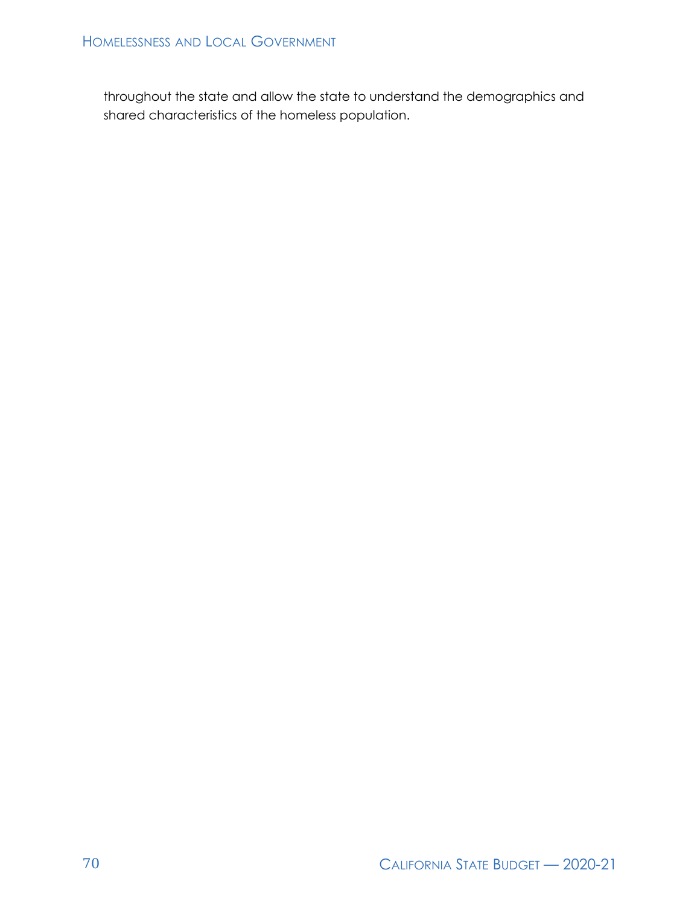throughout the state and allow the state to understand the demographics and shared characteristics of the homeless population.